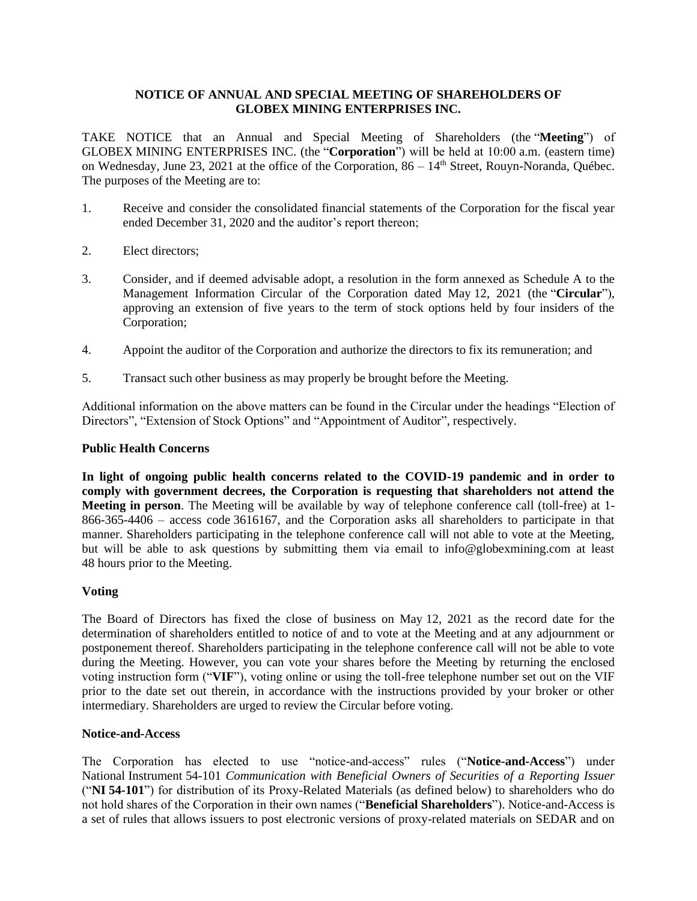**NOTICE OF ANNUAL AND SPECIAL MEETING OF SHAREHOLDERS OF GLOBEX MINING ENTERPRISES INC.**

TAKE NOTICE that an Annual and Special Meeting of Shareholders (the "**Meeting**") of GLOBEX MINING ENTERPRISES INC. (the "**Corporation**") will be held at 10:00 a.m. (eastern time) on Wednesday, June 23, 2021 at the office of the Corporation, 86 – 14th Street, Rouyn-Noranda, Québec. The purposes of the Meeting are to:

1. Receive and consider the consolidated financial statements of the Corporation for the fiscal year ended December 31, 2020 and the auditor's report thereon;
2. Elect directors;
3. Consider, and if deemed advisable adopt, a resolution in the form annexed as Schedule A to the Management Information Circular of the Corporation dated May 12, 2021 (the "**Circular**"), approving an extension of five years to the term of stock options held by four insiders of the Corporation;
4. Appoint the auditor of the Corporation and authorize the directors to fix its remuneration; and
5. Transact such other business as may properly be brought before the Meeting.

Additional information on the above matters can be found in the Circular under the headings "Election of Directors", "Extension of Stock Options" and "Appointment of Auditor", respectively.

**Public Health Concerns**

**In light of ongoing public health concerns related to the COVID-19 pandemic and in order to comply with government decrees, the Corporation is requesting that shareholders not attend the Meeting in person**. The Meeting will be available by way of telephone conference call (toll-free) at 1-866-365-4406 – access code 3616167, and the Corporation asks all shareholders to participate in that manner. Shareholders participating in the telephone conference call will not able to vote at the Meeting, but will be able to ask questions by submitting them via email to info@globexmining.com at least 48 hours prior to the Meeting.

**Voting**

The Board of Directors has fixed the close of business on May 12, 2021 as the record date for the determination of shareholders entitled to notice of and to vote at the Meeting and at any adjournment or postponement thereof. Shareholders participating in the telephone conference call will not be able to vote during the Meeting. However, you can vote your shares before the Meeting by returning the enclosed voting instruction form ("**VIF**"), voting online or using the toll-free telephone number set out on the VIF prior to the date set out therein, in accordance with the instructions provided by your broker or other intermediary. Shareholders are urged to review the Circular before voting.

**Notice-and-Access**

The Corporation has elected to use "notice-and-access" rules ("**Notice-and-Access**") under National Instrument 54-101 *Communication with Beneficial Owners of Securities of a Reporting Issuer* ("**NI 54-101**") for distribution of its Proxy-Related Materials (as defined below) to shareholders who do not hold shares of the Corporation in their own names ("**Beneficial Shareholders**"). Notice-and-Access is a set of rules that allows issuers to post electronic versions of proxy-related materials on SEDAR and on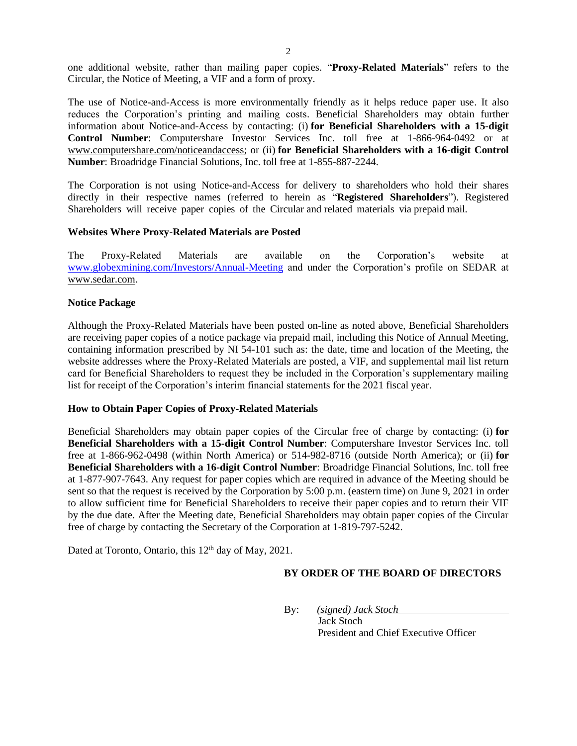one additional website, rather than mailing paper copies. "**Proxy-Related Materials**" refers to the Circular, the Notice of Meeting, a VIF and a form of proxy.

The use of Notice-and-Access is more environmentally friendly as it helps reduce paper use. It also reduces the Corporation's printing and mailing costs. Beneficial Shareholders may obtain further information about Notice-and-Access by contacting: (i) **for Beneficial Shareholders with a 15-digit Control Number**: Computershare Investor Services Inc. toll free at 1-866-964-0492 or at www.computershare.com/noticeandaccess; or (ii) **for Beneficial Shareholders with a 16-digit Control Number**: Broadridge Financial Solutions, Inc. toll free at 1-855-887-2244.

The Corporation is not using Notice-and-Access for delivery to shareholders who hold their shares directly in their respective names (referred to herein as "**Registered Shareholders**"). Registered Shareholders will receive paper copies of the Circular and related materials via prepaid mail.

**Websites Where Proxy-Related Materials are Posted**

The Proxy-Related Materials are available on the Corporation's website at www.globexmining.com/Investors/Annual-Meeting and under the Corporation's profile on SEDAR at www.sedar.com.

**Notice Package**

Although the Proxy-Related Materials have been posted on-line as noted above, Beneficial Shareholders are receiving paper copies of a notice package via prepaid mail, including this Notice of Annual Meeting, containing information prescribed by NI 54-101 such as: the date, time and location of the Meeting, the website addresses where the Proxy-Related Materials are posted, a VIF, and supplemental mail list return card for Beneficial Shareholders to request they be included in the Corporation's supplementary mailing list for receipt of the Corporation's interim financial statements for the 2021 fiscal year.

**How to Obtain Paper Copies of Proxy-Related Materials**

Beneficial Shareholders may obtain paper copies of the Circular free of charge by contacting: (i) **for Beneficial Shareholders with a 15-digit Control Number**: Computershare Investor Services Inc. toll free at 1-866-962-0498 (within North America) or 514-982-8716 (outside North America); or (ii) **for Beneficial Shareholders with a 16-digit Control Number**: Broadridge Financial Solutions, Inc. toll free at 1-877-907-7643. Any request for paper copies which are required in advance of the Meeting should be sent so that the request is received by the Corporation by 5:00 p.m. (eastern time) on June 9, 2021 in order to allow sufficient time for Beneficial Shareholders to receive their paper copies and to return their VIF by the due date. After the Meeting date, Beneficial Shareholders may obtain paper copies of the Circular free of charge by contacting the Secretary of the Corporation at 1-819-797-5242.

Dated at Toronto, Ontario, this 12th day of May, 2021.

**BY ORDER OF THE BOARD OF DIRECTORS**

By: *(signed) Jack Stoch*
Jack Stoch
President and Chief Executive Officer